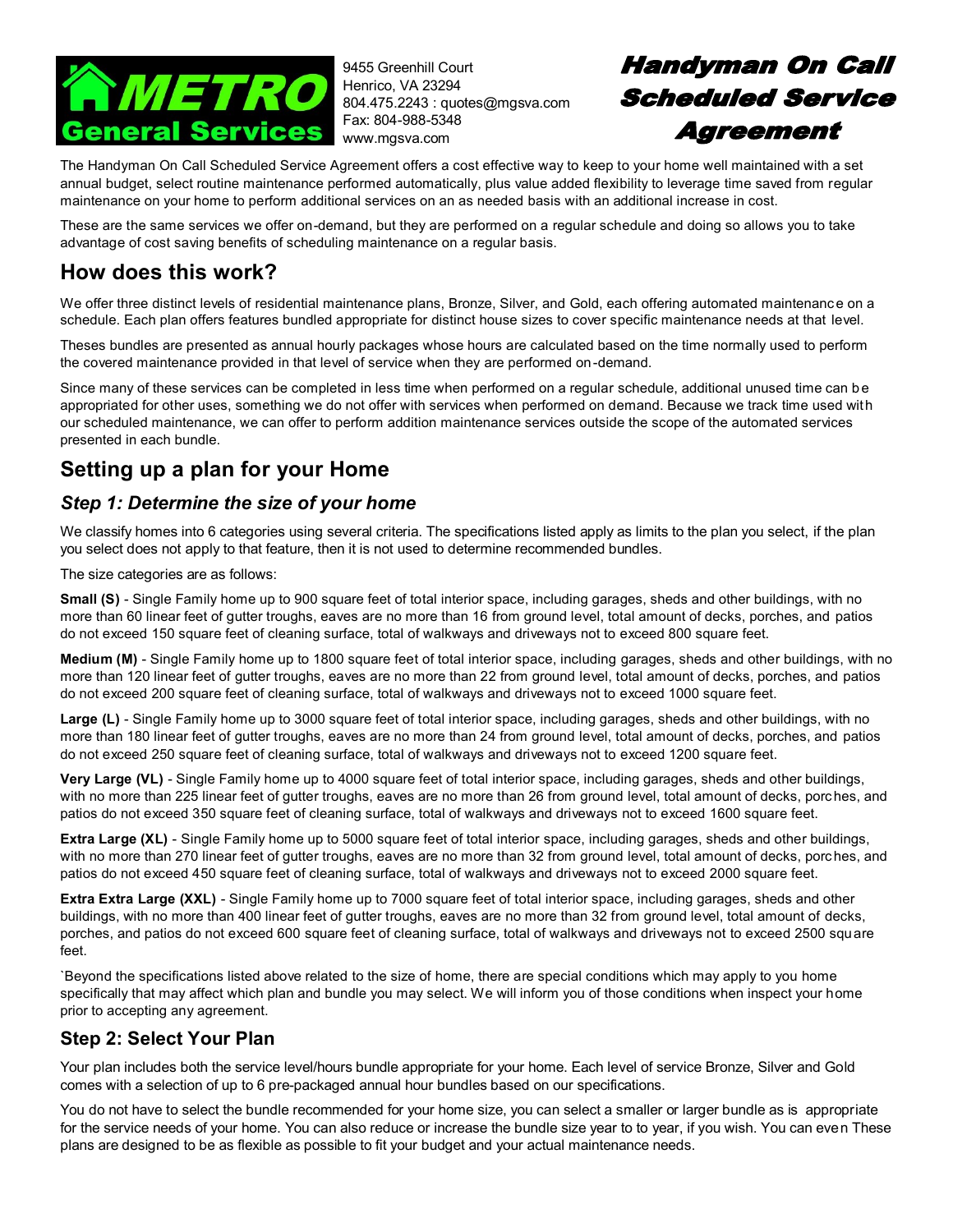**METRO General Services**

9455 Greenhill Court
Henrico, VA 23294
804.475.2243 : quotes@mgsva.com
Fax: 804-988-5348
www.mgsva.com

# Handyman On Call Scheduled Service Agreement

The Handyman On Call Scheduled Service Agreement offers a cost effective way to keep to your home well maintained with a set annual budget, select routine maintenance performed automatically, plus value added flexibility to leverage time saved from regular maintenance on your home to perform additional services on an as needed basis with an additional increase in cost.

These are the same services we offer on-demand, but they are performed on a regular schedule and doing so allows you to take advantage of cost saving benefits of scheduling maintenance on a regular basis.

## How does this work?

We offer three distinct levels of residential maintenance plans, Bronze, Silver, and Gold, each offering automated maintenance on a schedule. Each plan offers features bundled appropriate for distinct house sizes to cover specific maintenance needs at that level.

Theses bundles are presented as annual hourly packages whose hours are calculated based on the time normally used to perform the covered maintenance provided in that level of service when they are performed on-demand.

Since many of these services can be completed in less time when performed on a regular schedule, additional unused time can be appropriated for other uses, something we do not offer with services when performed on demand. Because we track time used with our scheduled maintenance, we can offer to perform addition maintenance services outside the scope of the automated services presented in each bundle.

## Setting up a plan for your Home

### *Step 1: Determine the size of your home*

We classify homes into 6 categories using several criteria. The specifications listed apply as limits to the plan you select, if the plan you select does not apply to that feature, then it is not used to determine recommended bundles.

The size categories are as follows:

**Small (S)** - Single Family home up to 900 square feet of total interior space, including garages, sheds and other buildings, with no more than 60 linear feet of gutter troughs, eaves are no more than 16 from ground level, total amount of decks, porches, and patios do not exceed 150 square feet of cleaning surface, total of walkways and driveways not to exceed 800 square feet.

**Medium (M)** - Single Family home up to 1800 square feet of total interior space, including garages, sheds and other buildings, with no more than 120 linear feet of gutter troughs, eaves are no more than 22 from ground level, total amount of decks, porches, and patios do not exceed 200 square feet of cleaning surface, total of walkways and driveways not to exceed 1000 square feet.

**Large (L)** - Single Family home up to 3000 square feet of total interior space, including garages, sheds and other buildings, with no more than 180 linear feet of gutter troughs, eaves are no more than 24 from ground level, total amount of decks, porches, and patios do not exceed 250 square feet of cleaning surface, total of walkways and driveways not to exceed 1200 square feet.

**Very Large (VL)** - Single Family home up to 4000 square feet of total interior space, including garages, sheds and other buildings, with no more than 225 linear feet of gutter troughs, eaves are no more than 26 from ground level, total amount of decks, porches, and patios do not exceed 350 square feet of cleaning surface, total of walkways and driveways not to exceed 1600 square feet.

**Extra Large (XL)** - Single Family home up to 5000 square feet of total interior space, including garages, sheds and other buildings, with no more than 270 linear feet of gutter troughs, eaves are no more than 32 from ground level, total amount of decks, porches, and patios do not exceed 450 square feet of cleaning surface, total of walkways and driveways not to exceed 2000 square feet.

**Extra Extra Large (XXL)** - Single Family home up to 7000 square feet of total interior space, including garages, sheds and other buildings, with no more than 400 linear feet of gutter troughs, eaves are no more than 32 from ground level, total amount of decks, porches, and patios do not exceed 600 square feet of cleaning surface, total of walkways and driveways not to exceed 2500 square feet.

`Beyond the specifications listed above related to the size of home, there are special conditions which may apply to you home specifically that may affect which plan and bundle you may select. We will inform you of those conditions when inspect your home prior to accepting any agreement.

### Step 2: Select Your Plan

Your plan includes both the service level/hours bundle appropriate for your home. Each level of service Bronze, Silver and Gold comes with a selection of up to 6 pre-packaged annual hour bundles based on our specifications.

You do not have to select the bundle recommended for your home size, you can select a smaller or larger bundle as is appropriate for the service needs of your home. You can also reduce or increase the bundle size year to to year, if you wish. You can even These plans are designed to be as flexible as possible to fit your budget and your actual maintenance needs.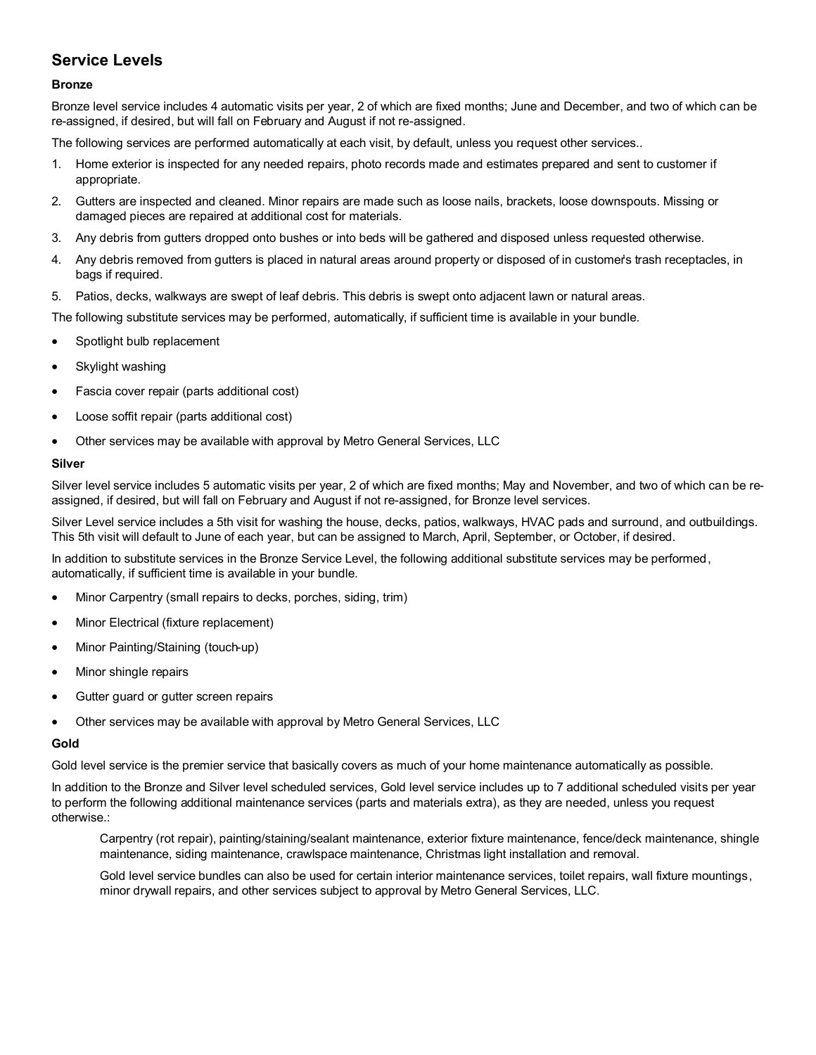## Service Levels

### Bronze

Bronze level service includes 4 automatic visits per year, 2 of which are fixed months; June and December, and two of which can be re-assigned, if desired, but will fall on February and August if not re-assigned.

The following services are performed automatically at each visit, by default, unless you request other services..

1. Home exterior is inspected for any needed repairs, photo records made and estimates prepared and sent to customer if appropriate.
2. Gutters are inspected and cleaned. Minor repairs are made such as loose nails, brackets, loose downspouts. Missing or damaged pieces are repaired at additional cost for materials.
3. Any debris from gutters dropped onto bushes or into beds will be gathered and disposed unless requested otherwise.
4. Any debris removed from gutters is placed in natural areas around property or disposed of in customer's trash receptacles, in bags if required.
5. Patios, decks, walkways are swept of leaf debris. This debris is swept onto adjacent lawn or natural areas.

The following substitute services may be performed, automatically, if sufficient time is available in your bundle.

- Spotlight bulb replacement
- Skylight washing
- Fascia cover repair (parts additional cost)
- Loose soffit repair (parts additional cost)
- Other services may be available with approval by Metro General Services, LLC

### Silver

Silver level service includes 5 automatic visits per year, 2 of which are fixed months; May and November, and two of which can be re-assigned, if desired, but will fall on February and August if not re-assigned, for Bronze level services.

Silver Level service includes a 5th visit for washing the house, decks, patios, walkways, HVAC pads and surround, and outbuildings. This 5th visit will default to June of each year, but can be assigned to March, April, September, or October, if desired.

In addition to substitute services in the Bronze Service Level, the following additional substitute services may be performed, automatically, if sufficient time is available in your bundle.

- Minor Carpentry (small repairs to decks, porches, siding, trim)
- Minor Electrical (fixture replacement)
- Minor Painting/Staining (touch-up)
- Minor shingle repairs
- Gutter guard or gutter screen repairs
- Other services may be available with approval by Metro General Services, LLC

### Gold

Gold level service is the premier service that basically covers as much of your home maintenance automatically as possible.

In addition to the Bronze and Silver level scheduled services, Gold level service includes up to 7 additional scheduled visits per year to perform the following additional maintenance services (parts and materials extra), as they are needed, unless you request otherwise.:

> Carpentry (rot repair), painting/staining/sealant maintenance, exterior fixture maintenance, fence/deck maintenance, shingle maintenance, siding maintenance, crawlspace maintenance, Christmas light installation and removal.
>
> Gold level service bundles can also be used for certain interior maintenance services, toilet repairs, wall fixture mountings, minor drywall repairs, and other services subject to approval by Metro General Services, LLC.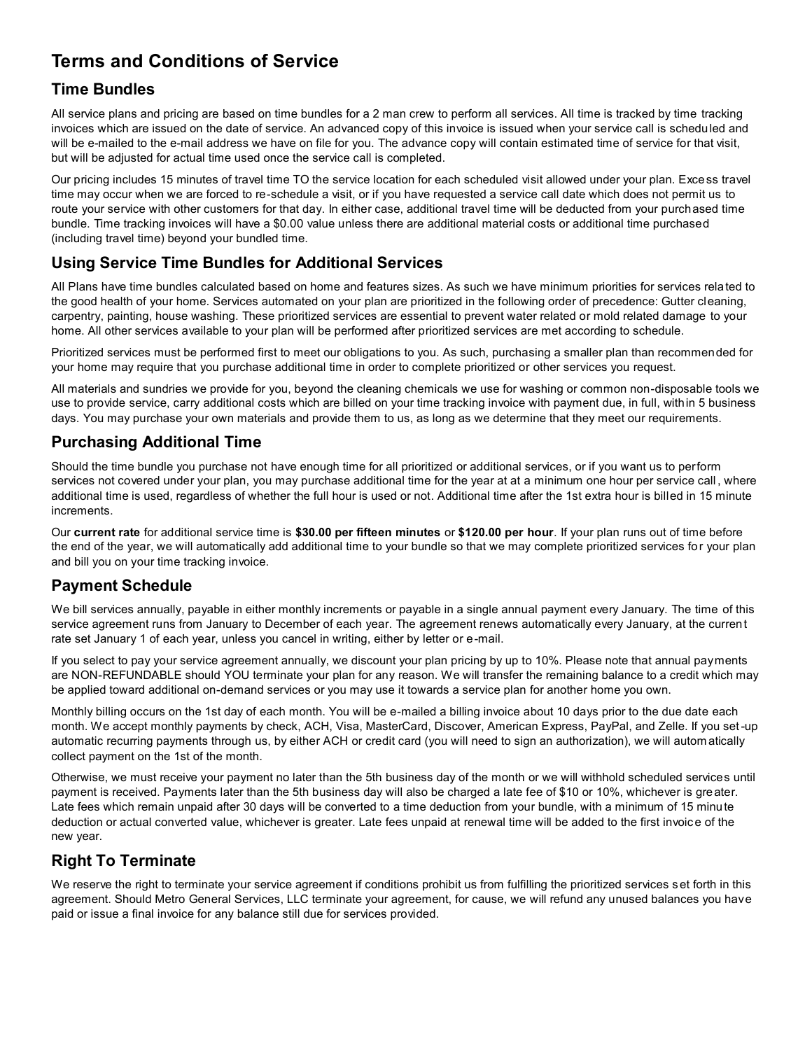# Terms and Conditions of Service

## Time Bundles

All service plans and pricing are based on time bundles for a 2 man crew to perform all services. All time is tracked by time tracking invoices which are issued on the date of service. An advanced copy of this invoice is issued when your service call is scheduled and will be e-mailed to the e-mail address we have on file for you. The advance copy will contain estimated time of service for that visit, but will be adjusted for actual time used once the service call is completed.

Our pricing includes 15 minutes of travel time TO the service location for each scheduled visit allowed under your plan. Excess travel time may occur when we are forced to re-schedule a visit, or if you have requested a service call date which does not permit us to route your service with other customers for that day. In either case, additional travel time will be deducted from your purchased time bundle. Time tracking invoices will have a $0.00 value unless there are additional material costs or additional time purchased (including travel time) beyond your bundled time.

## Using Service Time Bundles for Additional Services

All Plans have time bundles calculated based on home and features sizes. As such we have minimum priorities for services related to the good health of your home. Services automated on your plan are prioritized in the following order of precedence: Gutter cleaning, carpentry, painting, house washing. These prioritized services are essential to prevent water related or mold related damage to your home. All other services available to your plan will be performed after prioritized services are met according to schedule.

Prioritized services must be performed first to meet our obligations to you. As such, purchasing a smaller plan than recommended for your home may require that you purchase additional time in order to complete prioritized or other services you request.

All materials and sundries we provide for you, beyond the cleaning chemicals we use for washing or common non-disposable tools we use to provide service, carry additional costs which are billed on your time tracking invoice with payment due, in full, within 5 business days. You may purchase your own materials and provide them to us, as long as we determine that they meet our requirements.

## Purchasing Additional Time

Should the time bundle you purchase not have enough time for all prioritized or additional services, or if you want us to perform services not covered under your plan, you may purchase additional time for the year at at a minimum one hour per service call, where additional time is used, regardless of whether the full hour is used or not. Additional time after the 1st extra hour is billed in 15 minute increments.

Our **current rate** for additional service time is **$30.00 per fifteen minutes** or **$120.00 per hour**. If your plan runs out of time before the end of the year, we will automatically add additional time to your bundle so that we may complete prioritized services for your plan and bill you on your time tracking invoice.

## Payment Schedule

We bill services annually, payable in either monthly increments or payable in a single annual payment every January. The time of this service agreement runs from January to December of each year. The agreement renews automatically every January, at the current rate set January 1 of each year, unless you cancel in writing, either by letter or e-mail.

If you select to pay your service agreement annually, we discount your plan pricing by up to 10%. Please note that annual payments are NON-REFUNDABLE should YOU terminate your plan for any reason. We will transfer the remaining balance to a credit which may be applied toward additional on-demand services or you may use it towards a service plan for another home you own.

Monthly billing occurs on the 1st day of each month. You will be e-mailed a billing invoice about 10 days prior to the due date each month. We accept monthly payments by check, ACH, Visa, MasterCard, Discover, American Express, PayPal, and Zelle. If you set-up automatic recurring payments through us, by either ACH or credit card (you will need to sign an authorization), we will automatically collect payment on the 1st of the month.

Otherwise, we must receive your payment no later than the 5th business day of the month or we will withhold scheduled services until payment is received. Payments later than the 5th business day will also be charged a late fee of $10 or 10%, whichever is greater. Late fees which remain unpaid after 30 days will be converted to a time deduction from your bundle, with a minimum of 15 minute deduction or actual converted value, whichever is greater. Late fees unpaid at renewal time will be added to the first invoice of the new year.

## Right To Terminate

We reserve the right to terminate your service agreement if conditions prohibit us from fulfilling the prioritized services set forth in this agreement. Should Metro General Services, LLC terminate your agreement, for cause, we will refund any unused balances you have paid or issue a final invoice for any balance still due for services provided.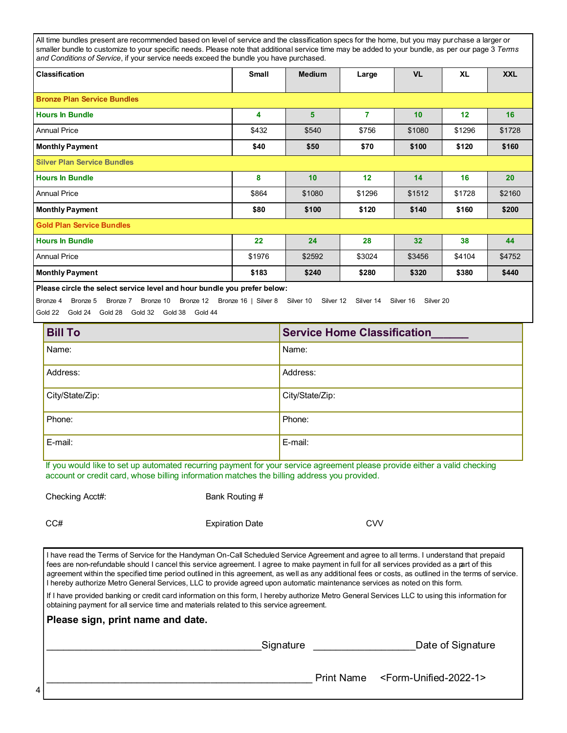All time bundles present are recommended based on level of service and the classification specs for the home, but you may purchase a larger or smaller bundle to customize to your specific needs. Please note that additional service time may be added to your bundle, as per our page 3 *Terms and Conditions of Service*, if your service needs exceed the bundle you have purchased.

| Classification | Small | Medium | Large | VL | XL | XXL |
|---|---|---|---|---|---|---|
| **Bronze Plan Service Bundles** | | | | | | |
| **Hours In Bundle** | **4** | **5** | **7** | **10** | **12** | **16** |
| Annual Price | $432 | $540 | $756 | $1080 | $1296 | $1728 |
| **Monthly Payment** | **$40** | **$50** | **$70** | **$100** | **$120** | **$160** |
| **Silver Plan Service Bundles** | | | | | | |
| **Hours In Bundle** | **8** | **10** | **12** | **14** | **16** | **20** |
| Annual Price | $864 | $1080 | $1296 | $1512 | $1728 | $2160 |
| **Monthly Payment** | **$80** | **$100** | **$120** | **$140** | **$160** | **$200** |
| **Gold Plan Service Bundles** | | | | | | |
| **Hours In Bundle** | **22** | **24** | **28** | **32** | **38** | **44** |
| Annual Price | $1976 | $2592 | $3024 | $3456 | $4104 | $4752 |
| **Monthly Payment** | **$183** | **$240** | **$280** | **$320** | **$380** | **$440** |

**Please circle the select service level and hour bundle you prefer below:**

Bronze 4 Bronze 5 Bronze 7 Bronze 10 Bronze 12 Bronze 16 | Silver 8 Silver 10 Silver 12 Silver 14 Silver 16 Silver 20

Gold 22 Gold 24 Gold 28 Gold 32 Gold 38 Gold 44

| **Bill To** | **Service Home Classification______** |
|---|---|
| Name: | Name: |
| Address: | Address: |
| City/State/Zip: | City/State/Zip: |
| Phone: | Phone: |
| E-mail: | E-mail: |

If you would like to set up automated recurring payment for your service agreement please provide either a valid checking account or credit card, whose billing information matches the billing address you provided.

Checking Acct#: Bank Routing #

CC# Expiration Date CVV

I have read the Terms of Service for the Handyman On-Call Scheduled Service Agreement and agree to all terms. I understand that prepaid fees are non-refundable should I cancel this service agreement. I agree to make payment in full for all services provided as a part of this agreement within the specified time period outlined in this agreement, as well as any additional fees or costs, as outlined in the terms of service. I hereby authorize Metro General Services, LLC to provide agreed upon automatic maintenance services as noted on this form.

If I have provided banking or credit card information on this form, I hereby authorize Metro General Services LLC to using this information for obtaining payment for all service time and materials related to this service agreement.

**Please sign, print name and date.**

________________________________________Signature ___________________Date of Signature

_________________________________________________ Print Name <Form-Unified-2022-1>